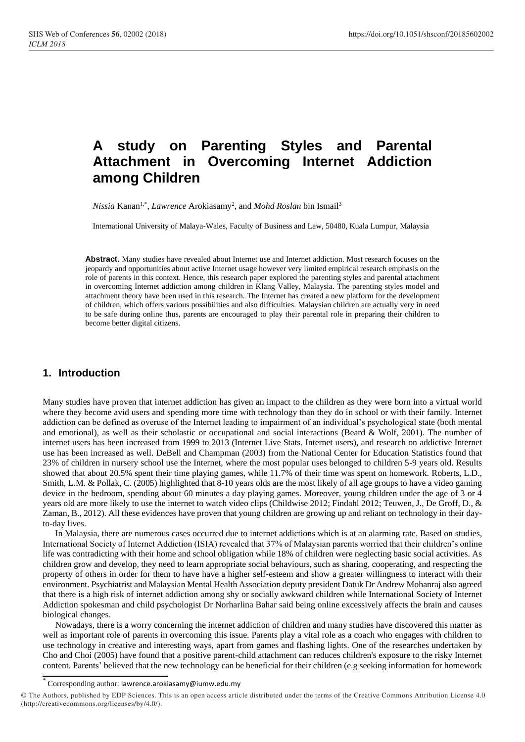# A study on Parenting Styles and Parental Attachment in Overcoming Internet Addiction among Children

*Nissia* Kanan[1,*], *Lawrence* Arokiasamy[2], and *Mohd Roslan* bin Ismail[3]

International University of Malaya-Wales, Faculty of Business and Law, 50480, Kuala Lumpur, Malaysia

**Abstract.** Many studies have revealed about Internet use and Internet addiction. Most research focuses on the jeopardy and opportunities about active Internet usage however very limited empirical research emphasis on the role of parents in this context. Hence, this research paper explored the parenting styles and parental attachment in overcoming Internet addiction among children in Klang Valley, Malaysia. The parenting styles model and attachment theory have been used in this research. The Internet has created a new platform for the development of children, which offers various possibilities and also difficulties. Malaysian children are actually very in need to be safe during online thus, parents are encouraged to play their parental role in preparing their children to become better digital citizens.

## 1. Introduction

Many studies have proven that internet addiction has given an impact to the children as they were born into a virtual world where they become avid users and spending more time with technology than they do in school or with their family. Internet addiction can be defined as overuse of the Internet leading to impairment of an individual's psychological state (both mental and emotional), as well as their scholastic or occupational and social interactions (Beard & Wolf, 2001). The number of internet users has been increased from 1999 to 2013 (Internet Live Stats. Internet users), and research on addictive Internet use has been increased as well. DeBell and Champman (2003) from the National Center for Education Statistics found that 23% of children in nursery school use the Internet, where the most popular uses belonged to children 5-9 years old. Results showed that about 20.5% spent their time playing games, while 11.7% of their time was spent on homework. Roberts, L.D., Smith, L.M. & Pollak, C. (2005) highlighted that 8-10 years olds are the most likely of all age groups to have a video gaming device in the bedroom, spending about 60 minutes a day playing games. Moreover, young children under the age of 3 or 4 years old are more likely to use the internet to watch video clips (Childwise 2012; Findahl 2012; Teuwen, J., De Groff, D., & Zaman, B., 2012). All these evidences have proven that young children are growing up and reliant on technology in their day-to-day lives.

In Malaysia, there are numerous cases occurred due to internet addictions which is at an alarming rate. Based on studies, International Society of Internet Addiction (ISIA) revealed that 37% of Malaysian parents worried that their children's online life was contradicting with their home and school obligation while 18% of children were neglecting basic social activities. As children grow and develop, they need to learn appropriate social behaviours, such as sharing, cooperating, and respecting the property of others in order for them to have have a higher self-esteem and show a greater willingness to interact with their environment. Psychiatrist and Malaysian Mental Health Association deputy president Datuk Dr Andrew Mohanraj also agreed that there is a high risk of internet addiction among shy or socially awkward children while International Society of Internet Addiction spokesman and child psychologist Dr Norharlina Bahar said being online excessively affects the brain and causes biological changes.

Nowadays, there is a worry concerning the internet addiction of children and many studies have discovered this matter as well as important role of parents in overcoming this issue. Parents play a vital role as a coach who engages with children to use technology in creative and interesting ways, apart from games and flashing lights. One of the researches undertaken by Cho and Choi (2005) have found that a positive parent-child attachment can reduces children's exposure to the risky Internet content. Parents' believed that the new technology can be beneficial for their children (e.g seeking information for homework

[*] Corresponding author: lawrence.arokiasamy@iumw.edu.my

© The Authors, published by EDP Sciences. This is an open access article distributed under the terms of the Creative Commons Attribution License 4.0 (http://creativecommons.org/licenses/by/4.0/).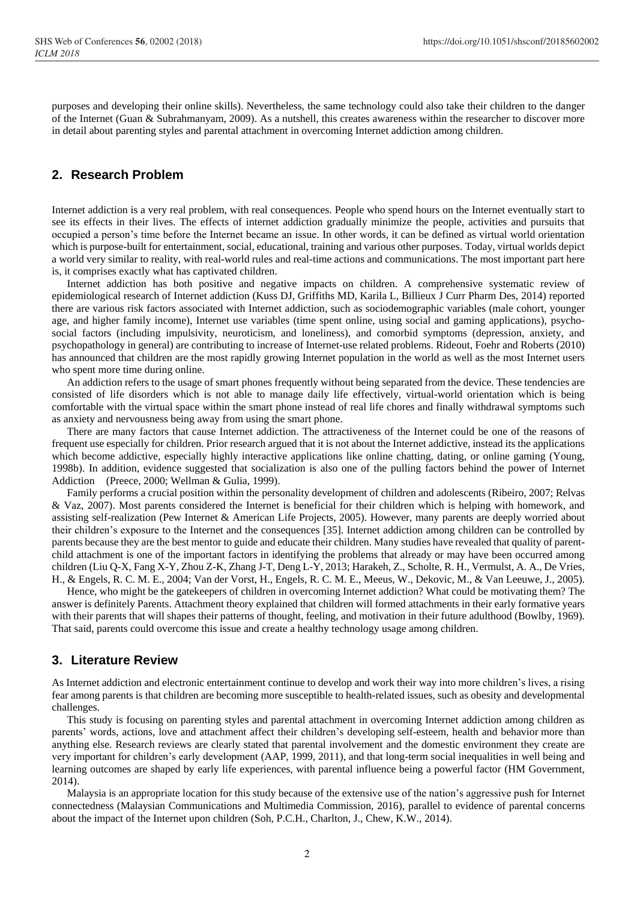purposes and developing their online skills). Nevertheless, the same technology could also take their children to the danger of the Internet (Guan & Subrahmanyam, 2009). As a nutshell, this creates awareness within the researcher to discover more in detail about parenting styles and parental attachment in overcoming Internet addiction among children.

## 2. Research Problem

Internet addiction is a very real problem, with real consequences. People who spend hours on the Internet eventually start to see its effects in their lives. The effects of internet addiction gradually minimize the people, activities and pursuits that occupied a person's time before the Internet became an issue. In other words, it can be defined as virtual world orientation which is purpose-built for entertainment, social, educational, training and various other purposes. Today, virtual worlds depict a world very similar to reality, with real-world rules and real-time actions and communications. The most important part here is, it comprises exactly what has captivated children.

Internet addiction has both positive and negative impacts on children. A comprehensive systematic review of epidemiological research of Internet addiction (Kuss DJ, Griffiths MD, Karila L, Billieux J Curr Pharm Des, 2014) reported there are various risk factors associated with Internet addiction, such as sociodemographic variables (male cohort, younger age, and higher family income), Internet use variables (time spent online, using social and gaming applications), psycho-social factors (including impulsivity, neuroticism, and loneliness), and comorbid symptoms (depression, anxiety, and psychopathology in general) are contributing to increase of Internet-use related problems. Rideout, Foehr and Roberts (2010) has announced that children are the most rapidly growing Internet population in the world as well as the most Internet users who spent more time during online.

An addiction refers to the usage of smart phones frequently without being separated from the device. These tendencies are consisted of life disorders which is not able to manage daily life effectively, virtual-world orientation which is being comfortable with the virtual space within the smart phone instead of real life chores and finally withdrawal symptoms such as anxiety and nervousness being away from using the smart phone.

There are many factors that cause Internet addiction. The attractiveness of the Internet could be one of the reasons of frequent use especially for children. Prior research argued that it is not about the Internet addictive, instead its the applications which become addictive, especially highly interactive applications like online chatting, dating, or online gaming (Young, 1998b). In addition, evidence suggested that socialization is also one of the pulling factors behind the power of Internet Addiction (Preece, 2000; Wellman & Gulia, 1999).

Family performs a crucial position within the personality development of children and adolescents (Ribeiro, 2007; Relvas & Vaz, 2007). Most parents considered the Internet is beneficial for their children which is helping with homework, and assisting self-realization (Pew Internet & American Life Projects, 2005). However, many parents are deeply worried about their children's exposure to the Internet and the consequences [35]. Internet addiction among children can be controlled by parents because they are the best mentor to guide and educate their children. Many studies have revealed that quality of parent-child attachment is one of the important factors in identifying the problems that already or may have been occurred among children (Liu Q-X, Fang X-Y, Zhou Z-K, Zhang J-T, Deng L-Y, 2013; Harakeh, Z., Scholte, R. H., Vermulst, A. A., De Vries, H., & Engels, R. C. M. E., 2004; Van der Vorst, H., Engels, R. C. M. E., Meeus, W., Dekovic, M., & Van Leeuwe, J., 2005).

Hence, who might be the gatekeepers of children in overcoming Internet addiction? What could be motivating them? The answer is definitely Parents. Attachment theory explained that children will formed attachments in their early formative years with their parents that will shapes their patterns of thought, feeling, and motivation in their future adulthood (Bowlby, 1969). That said, parents could overcome this issue and create a healthy technology usage among children.

## 3. Literature Review

As Internet addiction and electronic entertainment continue to develop and work their way into more children's lives, a rising fear among parents is that children are becoming more susceptible to health-related issues, such as obesity and developmental challenges.

This study is focusing on parenting styles and parental attachment in overcoming Internet addiction among children as parents' words, actions, love and attachment affect their children's developing self-esteem, health and behavior more than anything else. Research reviews are clearly stated that parental involvement and the domestic environment they create are very important for children's early development (AAP, 1999, 2011), and that long-term social inequalities in well being and learning outcomes are shaped by early life experiences, with parental influence being a powerful factor (HM Government, 2014).

Malaysia is an appropriate location for this study because of the extensive use of the nation's aggressive push for Internet connectedness (Malaysian Communications and Multimedia Commission, 2016), parallel to evidence of parental concerns about the impact of the Internet upon children (Soh, P.C.H., Charlton, J., Chew, K.W., 2014).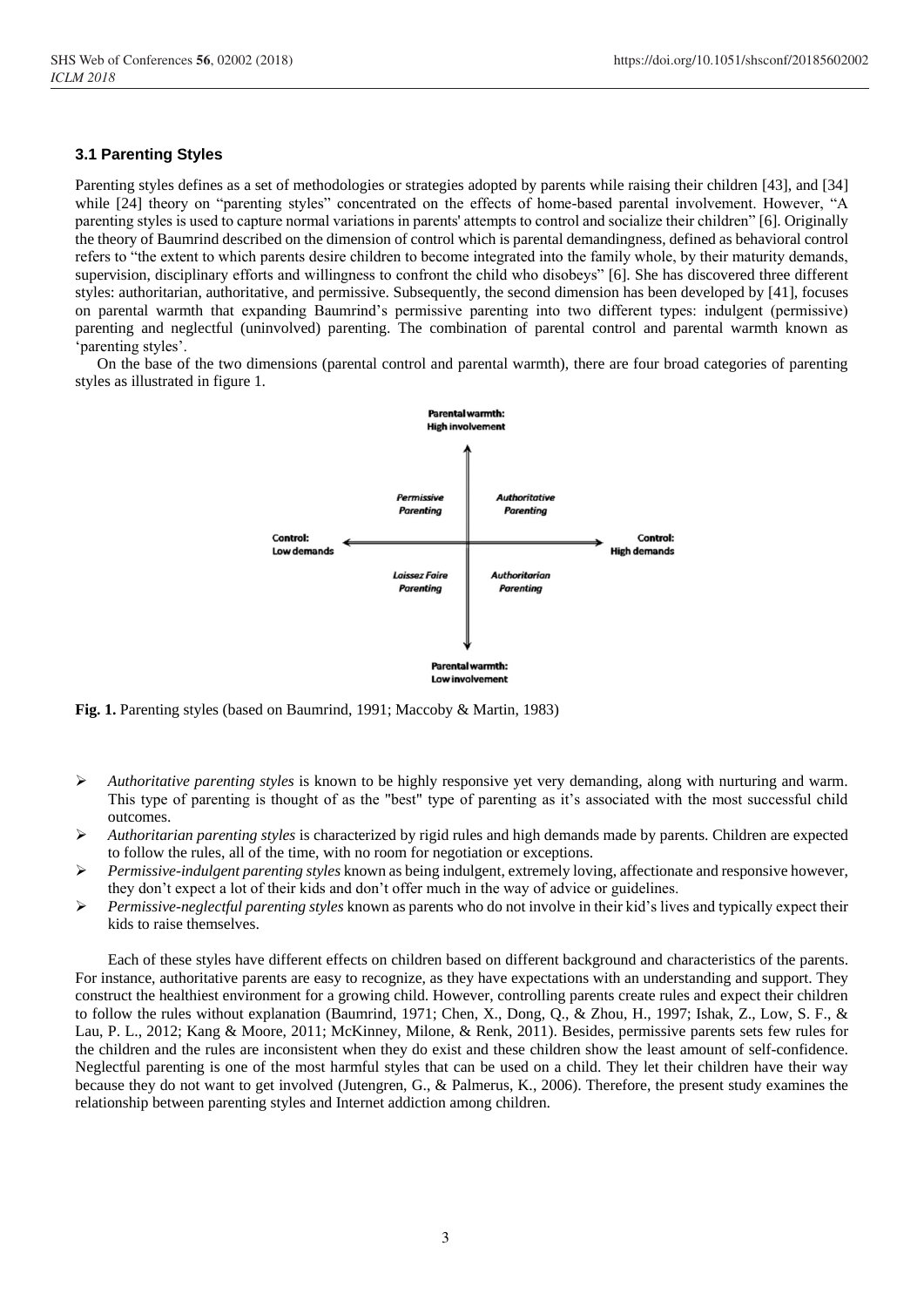### 3.1 Parenting Styles

Parenting styles defines as a set of methodologies or strategies adopted by parents while raising their children [43], and [34] while [24] theory on "parenting styles" concentrated on the effects of home-based parental involvement. However, "A parenting styles is used to capture normal variations in parents' attempts to control and socialize their children" [6]. Originally the theory of Baumrind described on the dimension of control which is parental demandingness, defined as behavioral control refers to "the extent to which parents desire children to become integrated into the family whole, by their maturity demands, supervision, disciplinary efforts and willingness to confront the child who disobeys" [6]. She has discovered three different styles: authoritarian, authoritative, and permissive. Subsequently, the second dimension has been developed by [41], focuses on parental warmth that expanding Baumrind's permissive parenting into two different types: indulgent (permissive) parenting and neglectful (uninvolved) parenting. The combination of parental control and parental warmth known as 'parenting styles'.

On the base of the two dimensions (parental control and parental warmth), there are four broad categories of parenting styles as illustrated in figure 1.

Parental warmth: High involvement

Permissive Parenting

Authoritative Parenting

Control: Low demands

Control: High demands

Laissez Faire Parenting

Authoritarian Parenting

Parental warmth: Low involvement

**Fig. 1.** Parenting styles (based on Baumrind, 1991; Maccoby & Martin, 1983)

- *Authoritative parenting styles* is known to be highly responsive yet very demanding, along with nurturing and warm. This type of parenting is thought of as the "best" type of parenting as it's associated with the most successful child outcomes.
- *Authoritarian parenting styles* is characterized by rigid rules and high demands made by parents. Children are expected to follow the rules, all of the time, with no room for negotiation or exceptions.
- *Permissive-indulgent parenting styles* known as being indulgent, extremely loving, affectionate and responsive however, they don't expect a lot of their kids and don't offer much in the way of advice or guidelines.
- *Permissive-neglectful parenting styles* known as parents who do not involve in their kid's lives and typically expect their kids to raise themselves.

Each of these styles have different effects on children based on different background and characteristics of the parents. For instance, authoritative parents are easy to recognize, as they have expectations with an understanding and support. They construct the healthiest environment for a growing child. However, controlling parents create rules and expect their children to follow the rules without explanation (Baumrind, 1971; Chen, X., Dong, Q., & Zhou, H., 1997; Ishak, Z., Low, S. F., & Lau, P. L., 2012; Kang & Moore, 2011; McKinney, Milone, & Renk, 2011). Besides, permissive parents sets few rules for the children and the rules are inconsistent when they do exist and these children show the least amount of self-confidence. Neglectful parenting is one of the most harmful styles that can be used on a child. They let their children have their way because they do not want to get involved (Jutengren, G., & Palmerus, K., 2006). Therefore, the present study examines the relationship between parenting styles and Internet addiction among children.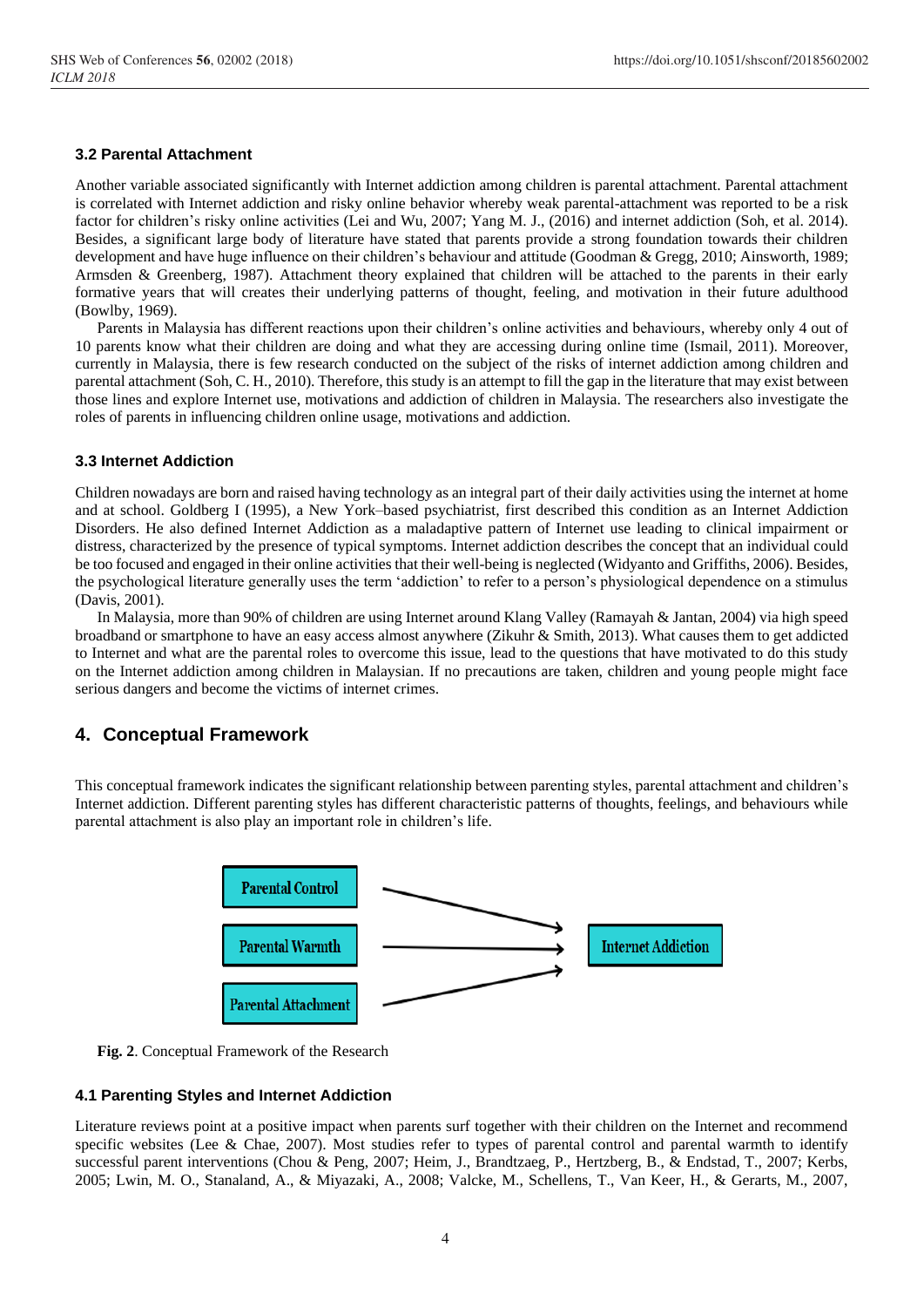### 3.2 Parental Attachment

Another variable associated significantly with Internet addiction among children is parental attachment. Parental attachment is correlated with Internet addiction and risky online behavior whereby weak parental-attachment was reported to be a risk factor for children's risky online activities (Lei and Wu, 2007; Yang M. J., (2016) and internet addiction (Soh, et al. 2014). Besides, a significant large body of literature have stated that parents provide a strong foundation towards their children development and have huge influence on their children's behaviour and attitude (Goodman & Gregg, 2010; Ainsworth, 1989; Armsden & Greenberg, 1987). Attachment theory explained that children will be attached to the parents in their early formative years that will creates their underlying patterns of thought, feeling, and motivation in their future adulthood (Bowlby, 1969).

Parents in Malaysia has different reactions upon their children's online activities and behaviours, whereby only 4 out of 10 parents know what their children are doing and what they are accessing during online time (Ismail, 2011). Moreover, currently in Malaysia, there is few research conducted on the subject of the risks of internet addiction among children and parental attachment (Soh, C. H., 2010). Therefore, this study is an attempt to fill the gap in the literature that may exist between those lines and explore Internet use, motivations and addiction of children in Malaysia. The researchers also investigate the roles of parents in influencing children online usage, motivations and addiction.

### 3.3 Internet Addiction

Children nowadays are born and raised having technology as an integral part of their daily activities using the internet at home and at school. Goldberg I (1995), a New York–based psychiatrist, first described this condition as an Internet Addiction Disorders. He also defined Internet Addiction as a maladaptive pattern of Internet use leading to clinical impairment or distress, characterized by the presence of typical symptoms. Internet addiction describes the concept that an individual could be too focused and engaged in their online activities that their well-being is neglected (Widyanto and Griffiths, 2006). Besides, the psychological literature generally uses the term 'addiction' to refer to a person's physiological dependence on a stimulus (Davis, 2001).

In Malaysia, more than 90% of children are using Internet around Klang Valley (Ramayah & Jantan, 2004) via high speed broadband or smartphone to have an easy access almost anywhere (Zikuhr & Smith, 2013). What causes them to get addicted to Internet and what are the parental roles to overcome this issue, lead to the questions that have motivated to do this study on the Internet addiction among children in Malaysian. If no precautions are taken, children and young people might face serious dangers and become the victims of internet crimes.

## 4. Conceptual Framework

This conceptual framework indicates the significant relationship between parenting styles, parental attachment and children's Internet addiction. Different parenting styles has different characteristic patterns of thoughts, feelings, and behaviours while parental attachment is also play an important role in children's life.

Parental Control → Internet Addiction
Parental Warmth → Internet Addiction
Parental Attachment → Internet Addiction

**Fig. 2**. Conceptual Framework of the Research

### 4.1 Parenting Styles and Internet Addiction

Literature reviews point at a positive impact when parents surf together with their children on the Internet and recommend specific websites (Lee & Chae, 2007). Most studies refer to types of parental control and parental warmth to identify successful parent interventions (Chou & Peng, 2007; Heim, J., Brandtzaeg, P., Hertzberg, B., & Endstad, T., 2007; Kerbs, 2005; Lwin, M. O., Stanaland, A., & Miyazaki, A., 2008; Valcke, M., Schellens, T., Van Keer, H., & Gerarts, M., 2007,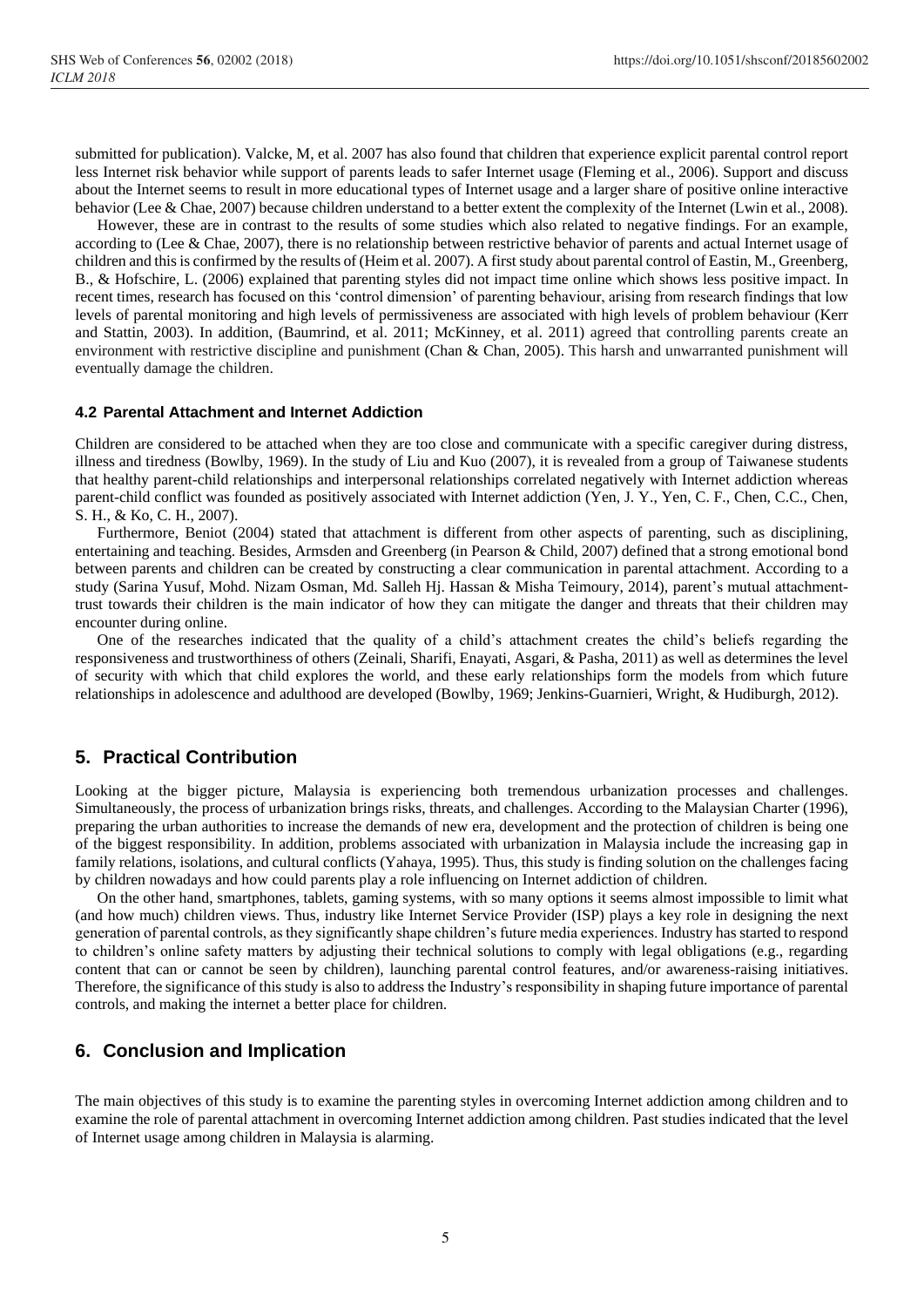submitted for publication). Valcke, M, et al. 2007 has also found that children that experience explicit parental control report less Internet risk behavior while support of parents leads to safer Internet usage (Fleming et al., 2006). Support and discuss about the Internet seems to result in more educational types of Internet usage and a larger share of positive online interactive behavior (Lee & Chae, 2007) because children understand to a better extent the complexity of the Internet (Lwin et al., 2008).

However, these are in contrast to the results of some studies which also related to negative findings. For an example, according to (Lee & Chae, 2007), there is no relationship between restrictive behavior of parents and actual Internet usage of children and this is confirmed by the results of (Heim et al. 2007). A first study about parental control of Eastin, M., Greenberg, B., & Hofschire, L. (2006) explained that parenting styles did not impact time online which shows less positive impact. In recent times, research has focused on this 'control dimension' of parenting behaviour, arising from research findings that low levels of parental monitoring and high levels of permissiveness are associated with high levels of problem behaviour (Kerr and Stattin, 2003). In addition, (Baumrind, et al. 2011; McKinney, et al. 2011) agreed that controlling parents create an environment with restrictive discipline and punishment (Chan & Chan, 2005). This harsh and unwarranted punishment will eventually damage the children.

### 4.2 Parental Attachment and Internet Addiction

Children are considered to be attached when they are too close and communicate with a specific caregiver during distress, illness and tiredness (Bowlby, 1969). In the study of Liu and Kuo (2007), it is revealed from a group of Taiwanese students that healthy parent-child relationships and interpersonal relationships correlated negatively with Internet addiction whereas parent-child conflict was founded as positively associated with Internet addiction (Yen, J. Y., Yen, C. F., Chen, C.C., Chen, S. H., & Ko, C. H., 2007).

Furthermore, Beniot (2004) stated that attachment is different from other aspects of parenting, such as disciplining, entertaining and teaching. Besides, Armsden and Greenberg (in Pearson & Child, 2007) defined that a strong emotional bond between parents and children can be created by constructing a clear communication in parental attachment. According to a study (Sarina Yusuf, Mohd. Nizam Osman, Md. Salleh Hj. Hassan & Misha Teimoury, 2014), parent's mutual attachment-trust towards their children is the main indicator of how they can mitigate the danger and threats that their children may encounter during online.

One of the researches indicated that the quality of a child's attachment creates the child's beliefs regarding the responsiveness and trustworthiness of others (Zeinali, Sharifi, Enayati, Asgari, & Pasha, 2011) as well as determines the level of security with which that child explores the world, and these early relationships form the models from which future relationships in adolescence and adulthood are developed (Bowlby, 1969; Jenkins-Guarnieri, Wright, & Hudiburgh, 2012).

## 5. Practical Contribution

Looking at the bigger picture, Malaysia is experiencing both tremendous urbanization processes and challenges. Simultaneously, the process of urbanization brings risks, threats, and challenges. According to the Malaysian Charter (1996), preparing the urban authorities to increase the demands of new era, development and the protection of children is being one of the biggest responsibility. In addition, problems associated with urbanization in Malaysia include the increasing gap in family relations, isolations, and cultural conflicts (Yahaya, 1995). Thus, this study is finding solution on the challenges facing by children nowadays and how could parents play a role influencing on Internet addiction of children.

On the other hand, smartphones, tablets, gaming systems, with so many options it seems almost impossible to limit what (and how much) children views. Thus, industry like Internet Service Provider (ISP) plays a key role in designing the next generation of parental controls, as they significantly shape children's future media experiences. Industry has started to respond to children's online safety matters by adjusting their technical solutions to comply with legal obligations (e.g., regarding content that can or cannot be seen by children), launching parental control features, and/or awareness-raising initiatives. Therefore, the significance of this study is also to address the Industry's responsibility in shaping future importance of parental controls, and making the internet a better place for children.

## 6. Conclusion and Implication

The main objectives of this study is to examine the parenting styles in overcoming Internet addiction among children and to examine the role of parental attachment in overcoming Internet addiction among children. Past studies indicated that the level of Internet usage among children in Malaysia is alarming.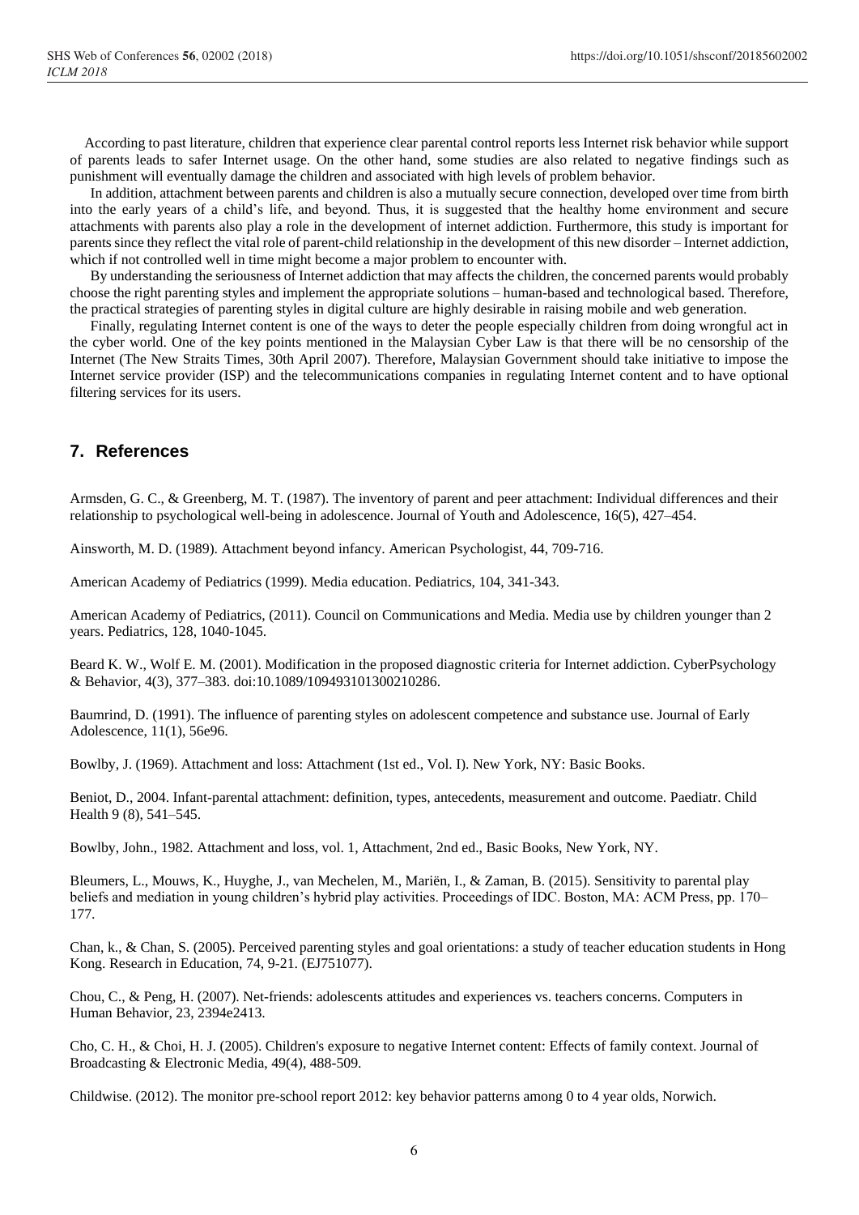According to past literature, children that experience clear parental control reports less Internet risk behavior while support of parents leads to safer Internet usage. On the other hand, some studies are also related to negative findings such as punishment will eventually damage the children and associated with high levels of problem behavior.

In addition, attachment between parents and children is also a mutually secure connection, developed over time from birth into the early years of a child's life, and beyond. Thus, it is suggested that the healthy home environment and secure attachments with parents also play a role in the development of internet addiction. Furthermore, this study is important for parents since they reflect the vital role of parent-child relationship in the development of this new disorder – Internet addiction, which if not controlled well in time might become a major problem to encounter with.

By understanding the seriousness of Internet addiction that may affects the children, the concerned parents would probably choose the right parenting styles and implement the appropriate solutions – human-based and technological based. Therefore, the practical strategies of parenting styles in digital culture are highly desirable in raising mobile and web generation.

Finally, regulating Internet content is one of the ways to deter the people especially children from doing wrongful act in the cyber world. One of the key points mentioned in the Malaysian Cyber Law is that there will be no censorship of the Internet (The New Straits Times, 30th April 2007). Therefore, Malaysian Government should take initiative to impose the Internet service provider (ISP) and the telecommunications companies in regulating Internet content and to have optional filtering services for its users.

## 7. References

Armsden, G. C., & Greenberg, M. T. (1987). The inventory of parent and peer attachment: Individual differences and their relationship to psychological well-being in adolescence. Journal of Youth and Adolescence, 16(5), 427–454.

Ainsworth, M. D. (1989). Attachment beyond infancy. American Psychologist, 44, 709-716.

American Academy of Pediatrics (1999). Media education. Pediatrics, 104, 341-343.

American Academy of Pediatrics, (2011). Council on Communications and Media. Media use by children younger than 2 years. Pediatrics, 128, 1040-1045.

Beard K. W., Wolf E. M. (2001). Modification in the proposed diagnostic criteria for Internet addiction. CyberPsychology & Behavior, 4(3), 377–383. doi:10.1089/109493101300210286.

Baumrind, D. (1991). The influence of parenting styles on adolescent competence and substance use. Journal of Early Adolescence, 11(1), 56e96.

Bowlby, J. (1969). Attachment and loss: Attachment (1st ed., Vol. I). New York, NY: Basic Books.

Beniot, D., 2004. Infant-parental attachment: definition, types, antecedents, measurement and outcome. Paediatr. Child Health 9 (8), 541–545.

Bowlby, John., 1982. Attachment and loss, vol. 1, Attachment, 2nd ed., Basic Books, New York, NY.

Bleumers, L., Mouws, K., Huyghe, J., van Mechelen, M., Mariën, I., & Zaman, B. (2015). Sensitivity to parental play beliefs and mediation in young children's hybrid play activities. Proceedings of IDC. Boston, MA: ACM Press, pp. 170–177.

Chan, k., & Chan, S. (2005). Perceived parenting styles and goal orientations: a study of teacher education students in Hong Kong. Research in Education, 74, 9-21. (EJ751077).

Chou, C., & Peng, H. (2007). Net-friends: adolescents attitudes and experiences vs. teachers concerns. Computers in Human Behavior, 23, 2394e2413.

Cho, C. H., & Choi, H. J. (2005). Children's exposure to negative Internet content: Effects of family context. Journal of Broadcasting & Electronic Media, 49(4), 488-509.

Childwise. (2012). The monitor pre-school report 2012: key behavior patterns among 0 to 4 year olds, Norwich.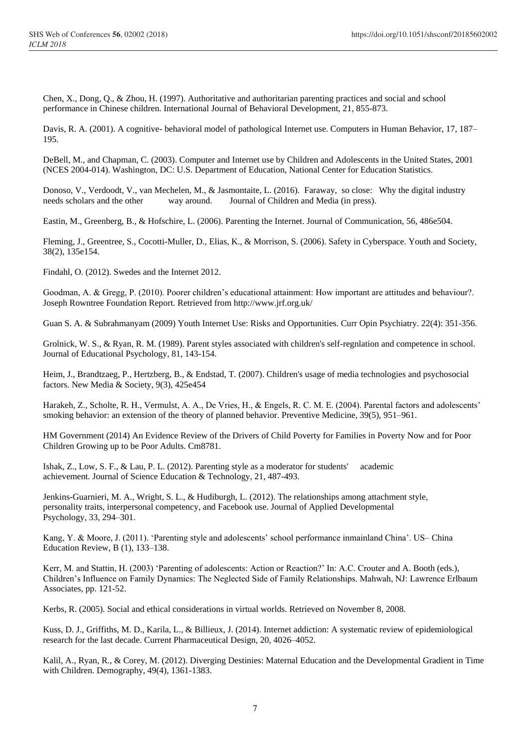Chen, X., Dong, Q., & Zhou, H. (1997). Authoritative and authoritarian parenting practices and social and school performance in Chinese children. International Journal of Behavioral Development, 21, 855-873.

Davis, R. A. (2001). A cognitive- behavioral model of pathological Internet use. Computers in Human Behavior, 17, 187–195.

DeBell, M., and Chapman, C. (2003). Computer and Internet use by Children and Adolescents in the United States, 2001 (NCES 2004-014). Washington, DC: U.S. Department of Education, National Center for Education Statistics.

Donoso, V., Verdoodt, V., van Mechelen, M., & Jasmontaite, L. (2016). Faraway, so close: Why the digital industry needs scholars and the other way around. Journal of Children and Media (in press).

Eastin, M., Greenberg, B., & Hofschire, L. (2006). Parenting the Internet. Journal of Communication, 56, 486e504.

Fleming, J., Greentree, S., Cocotti-Muller, D., Elias, K., & Morrison, S. (2006). Safety in Cyberspace. Youth and Society, 38(2), 135e154.

Findahl, O. (2012). Swedes and the Internet 2012.

Goodman, A. & Gregg, P. (2010). Poorer children's educational attainment: How important are attitudes and behaviour?. Joseph Rowntree Foundation Report. Retrieved from http://www.jrf.org.uk/

Guan S. A. & Subrahmanyam (2009) Youth Internet Use: Risks and Opportunities. Curr Opin Psychiatry. 22(4): 351-356.

Grolnick, W. S., & Ryan, R. M. (1989). Parent styles associated with children's self-regnlation and competence in school. Journal of Educational Psychology, 81, 143-154.

Heim, J., Brandtzaeg, P., Hertzberg, B., & Endstad, T. (2007). Children's usage of media technologies and psychosocial factors. New Media & Society, 9(3), 425e454

Harakeh, Z., Scholte, R. H., Vermulst, A. A., De Vries, H., & Engels, R. C. M. E. (2004). Parental factors and adolescents' smoking behavior: an extension of the theory of planned behavior. Preventive Medicine, 39(5), 951–961.

HM Government (2014) An Evidence Review of the Drivers of Child Poverty for Families in Poverty Now and for Poor Children Growing up to be Poor Adults. Cm8781.

Ishak, Z., Low, S. F., & Lau, P. L. (2012). Parenting style as a moderator for students' academic achievement. Journal of Science Education & Technology, 21, 487-493.

Jenkins-Guarnieri, M. A., Wright, S. L., & Hudiburgh, L. (2012). The relationships among attachment style, personality traits, interpersonal competency, and Facebook use. Journal of Applied Developmental Psychology, 33, 294–301.

Kang, Y. & Moore, J. (2011). 'Parenting style and adolescents' school performance inmainland China'. US– China Education Review, B (1), 133–138.

Kerr, M. and Stattin, H. (2003) 'Parenting of adolescents: Action or Reaction?' In: A.C. Crouter and A. Booth (eds.), Children's Influence on Family Dynamics: The Neglected Side of Family Relationships. Mahwah, NJ: Lawrence Erlbaum Associates, pp. 121-52.

Kerbs, R. (2005). Social and ethical considerations in virtual worlds. Retrieved on November 8, 2008.

Kuss, D. J., Griffiths, M. D., Karila, L., & Billieux, J. (2014). Internet addiction: A systematic review of epidemiological research for the last decade. Current Pharmaceutical Design, 20, 4026–4052.

Kalil, A., Ryan, R., & Corey, M. (2012). Diverging Destinies: Maternal Education and the Developmental Gradient in Time with Children. Demography, 49(4), 1361-1383.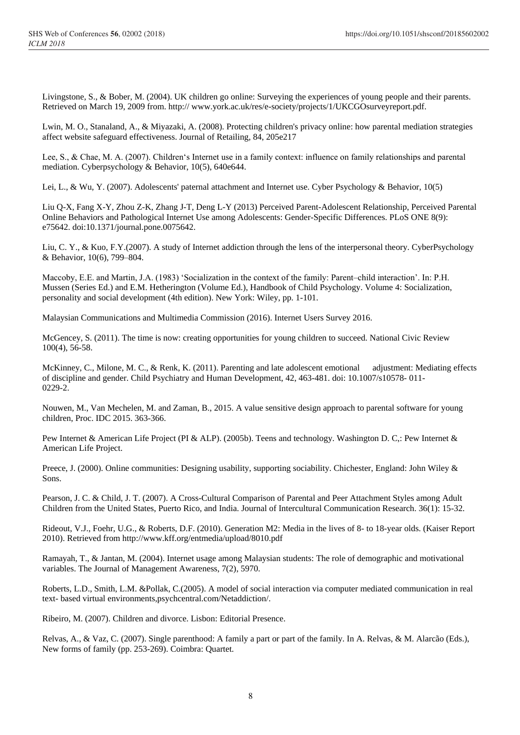Livingstone, S., & Bober, M. (2004). UK children go online: Surveying the experiences of young people and their parents. Retrieved on March 19, 2009 from. http:// www.york.ac.uk/res/e-society/projects/1/UKCGOsurveyreport.pdf.

Lwin, M. O., Stanaland, A., & Miyazaki, A. (2008). Protecting children's privacy online: how parental mediation strategies affect website safeguard effectiveness. Journal of Retailing, 84, 205e217

Lee, S., & Chae, M. A. (2007). Children's Internet use in a family context: influence on family relationships and parental mediation. Cyberpsychology & Behavior, 10(5), 640e644.

Lei, L., & Wu, Y. (2007). Adolescents' paternal attachment and Internet use. Cyber Psychology & Behavior, 10(5)

Liu Q-X, Fang X-Y, Zhou Z-K, Zhang J-T, Deng L-Y (2013) Perceived Parent-Adolescent Relationship, Perceived Parental Online Behaviors and Pathological Internet Use among Adolescents: Gender-Specific Differences. PLoS ONE 8(9): e75642. doi:10.1371/journal.pone.0075642.

Liu, C. Y., & Kuo, F.Y.(2007). A study of Internet addiction through the lens of the interpersonal theory. CyberPsychology & Behavior, 10(6), 799–804.

Maccoby, E.E. and Martin, J.A. (1983) 'Socialization in the context of the family: Parent–child interaction'. In: P.H. Mussen (Series Ed.) and E.M. Hetherington (Volume Ed.), Handbook of Child Psychology. Volume 4: Socialization, personality and social development (4th edition). New York: Wiley, pp. 1-101.

Malaysian Communications and Multimedia Commission (2016). Internet Users Survey 2016.

McGencey, S. (2011). The time is now: creating opportunities for young children to succeed. National Civic Review 100(4), 56-58.

McKinney, C., Milone, M. C., & Renk, K. (2011). Parenting and late adolescent emotional adjustment: Mediating effects of discipline and gender. Child Psychiatry and Human Development, 42, 463-481. doi: 10.1007/s10578- 011-0229-2.

Nouwen, M., Van Mechelen, M. and Zaman, B., 2015. A value sensitive design approach to parental software for young children, Proc. IDC 2015. 363-366.

Pew Internet & American Life Project (PI & ALP). (2005b). Teens and technology. Washington D. C,: Pew Internet & American Life Project.

Preece, J. (2000). Online communities: Designing usability, supporting sociability. Chichester, England: John Wiley & Sons.

Pearson, J. C. & Child, J. T. (2007). A Cross-Cultural Comparison of Parental and Peer Attachment Styles among Adult Children from the United States, Puerto Rico, and India. Journal of Intercultural Communication Research. 36(1): 15-32.

Rideout, V.J., Foehr, U.G., & Roberts, D.F. (2010). Generation M2: Media in the lives of 8- to 18-year olds. (Kaiser Report 2010). Retrieved from http://www.kff.org/entmedia/upload/8010.pdf

Ramayah, T., & Jantan, M. (2004). Internet usage among Malaysian students: The role of demographic and motivational variables. The Journal of Management Awareness, 7(2), 5970.

Roberts, L.D., Smith, L.M. &Pollak, C.(2005). A model of social interaction via computer mediated communication in real text- based virtual environments,psychcentral.com/Netaddiction/.

Ribeiro, M. (2007). Children and divorce. Lisbon: Editorial Presence.

Relvas, A., & Vaz, C. (2007). Single parenthood: A family a part or part of the family. In A. Relvas, & M. Alarcão (Eds.), New forms of family (pp. 253-269). Coimbra: Quartet.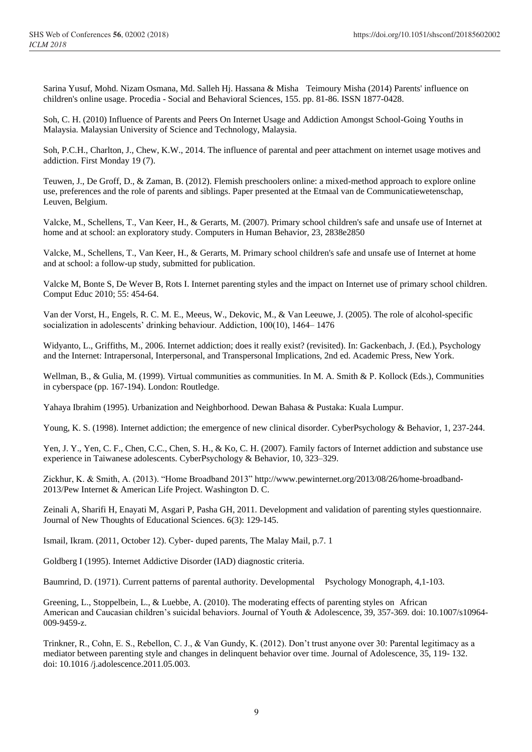Sarina Yusuf, Mohd. Nizam Osmana, Md. Salleh Hj. Hassana & Misha Teimoury Misha (2014) Parents' influence on children's online usage. Procedia - Social and Behavioral Sciences, 155. pp. 81-86. ISSN 1877-0428.

Soh, C. H. (2010) Influence of Parents and Peers On Internet Usage and Addiction Amongst School-Going Youths in Malaysia. Malaysian University of Science and Technology, Malaysia.

Soh, P.C.H., Charlton, J., Chew, K.W., 2014. The influence of parental and peer attachment on internet usage motives and addiction. First Monday 19 (7).

Teuwen, J., De Groff, D., & Zaman, B. (2012). Flemish preschoolers online: a mixed-method approach to explore online use, preferences and the role of parents and siblings. Paper presented at the Etmaal van de Communicatiewetenschap, Leuven, Belgium.

Valcke, M., Schellens, T., Van Keer, H., & Gerarts, M. (2007). Primary school children's safe and unsafe use of Internet at home and at school: an exploratory study. Computers in Human Behavior, 23, 2838e2850

Valcke, M., Schellens, T., Van Keer, H., & Gerarts, M. Primary school children's safe and unsafe use of Internet at home and at school: a follow-up study, submitted for publication.

Valcke M, Bonte S, De Wever B, Rots I. Internet parenting styles and the impact on Internet use of primary school children. Comput Educ 2010; 55: 454-64.

Van der Vorst, H., Engels, R. C. M. E., Meeus, W., Dekovic, M., & Van Leeuwe, J. (2005). The role of alcohol-specific socialization in adolescents' drinking behaviour. Addiction, 100(10), 1464– 1476

Widyanto, L., Griffiths, M., 2006. Internet addiction; does it really exist? (revisited). In: Gackenbach, J. (Ed.), Psychology and the Internet: Intrapersonal, Interpersonal, and Transpersonal Implications, 2nd ed. Academic Press, New York.

Wellman, B., & Gulia, M. (1999). Virtual communities as communities. In M. A. Smith & P. Kollock (Eds.), Communities in cyberspace (pp. 167-194). London: Routledge.

Yahaya Ibrahim (1995). Urbanization and Neighborhood. Dewan Bahasa & Pustaka: Kuala Lumpur.

Young, K. S. (1998). Internet addiction; the emergence of new clinical disorder. CyberPsychology & Behavior, 1, 237-244.

Yen, J. Y., Yen, C. F., Chen, C.C., Chen, S. H., & Ko, C. H. (2007). Family factors of Internet addiction and substance use experience in Taiwanese adolescents. CyberPsychology & Behavior, 10, 323–329.

Zickhur, K. & Smith, A. (2013). "Home Broadband 2013" http://www.pewinternet.org/2013/08/26/home-broadband-2013/Pew Internet & American Life Project. Washington D. C.

Zeinali A, Sharifi H, Enayati M, Asgari P, Pasha GH, 2011. Development and validation of parenting styles questionnaire. Journal of New Thoughts of Educational Sciences. 6(3): 129-145.

Ismail, Ikram. (2011, October 12). Cyber- duped parents, The Malay Mail, p.7. 1

Goldberg I (1995). Internet Addictive Disorder (IAD) diagnostic criteria.

Baumrind, D. (1971). Current patterns of parental authority. Developmental Psychology Monograph, 4,1-103.

Greening, L., Stoppelbein, L., & Luebbe, A. (2010). The moderating effects of parenting styles on African American and Caucasian children's suicidal behaviors. Journal of Youth & Adolescence, 39, 357-369. doi: 10.1007/s10964-009-9459-z.

Trinkner, R., Cohn, E. S., Rebellon, C. J., & Van Gundy, K. (2012). Don't trust anyone over 30: Parental legitimacy as a mediator between parenting style and changes in delinquent behavior over time. Journal of Adolescence, 35, 119- 132. doi: 10.1016 /j.adolescence.2011.05.003.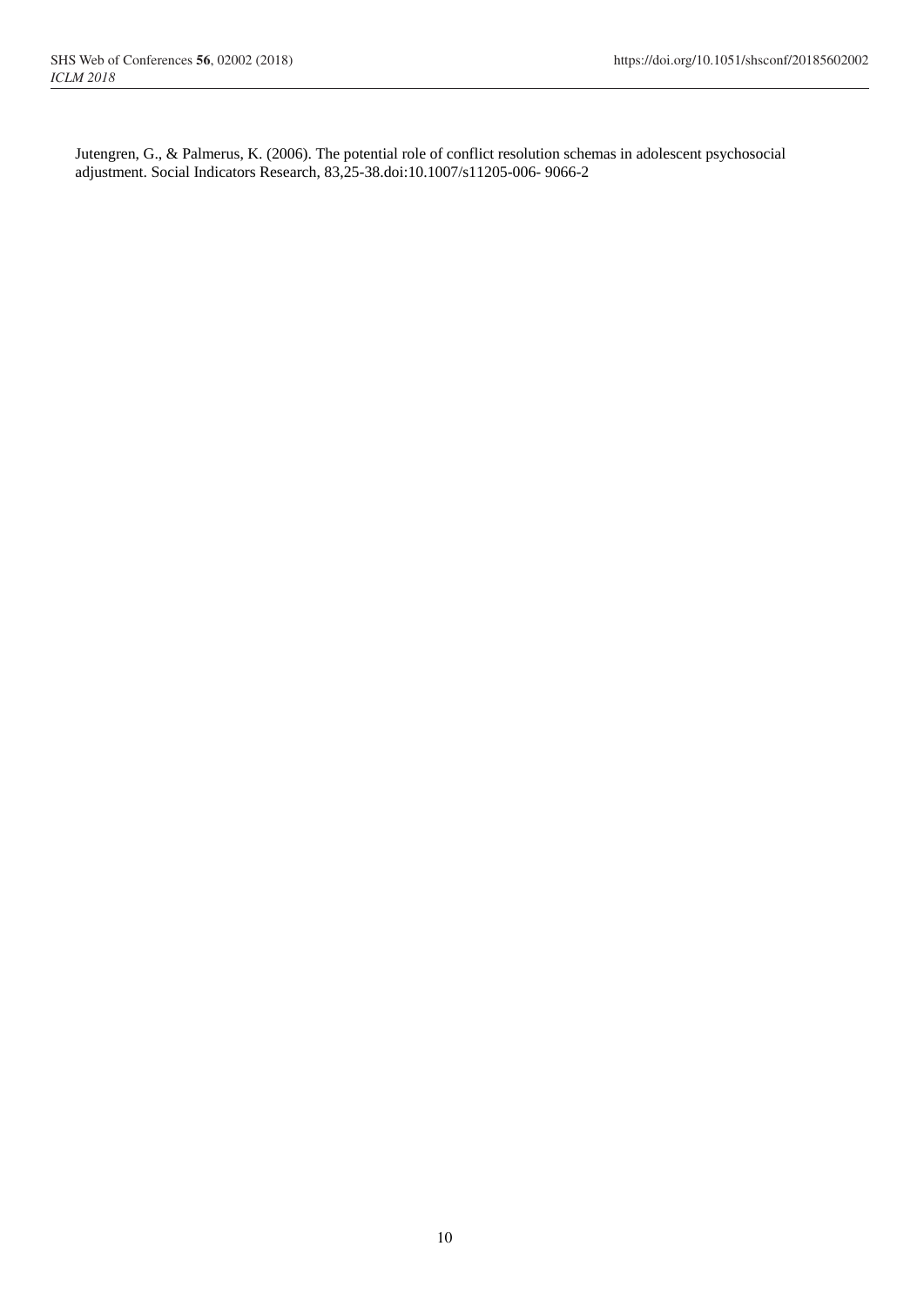Jutengren, G., & Palmerus, K. (2006). The potential role of conflict resolution schemas in adolescent psychosocial adjustment. Social Indicators Research, 83,25-38.doi:10.1007/s11205-006- 9066-2